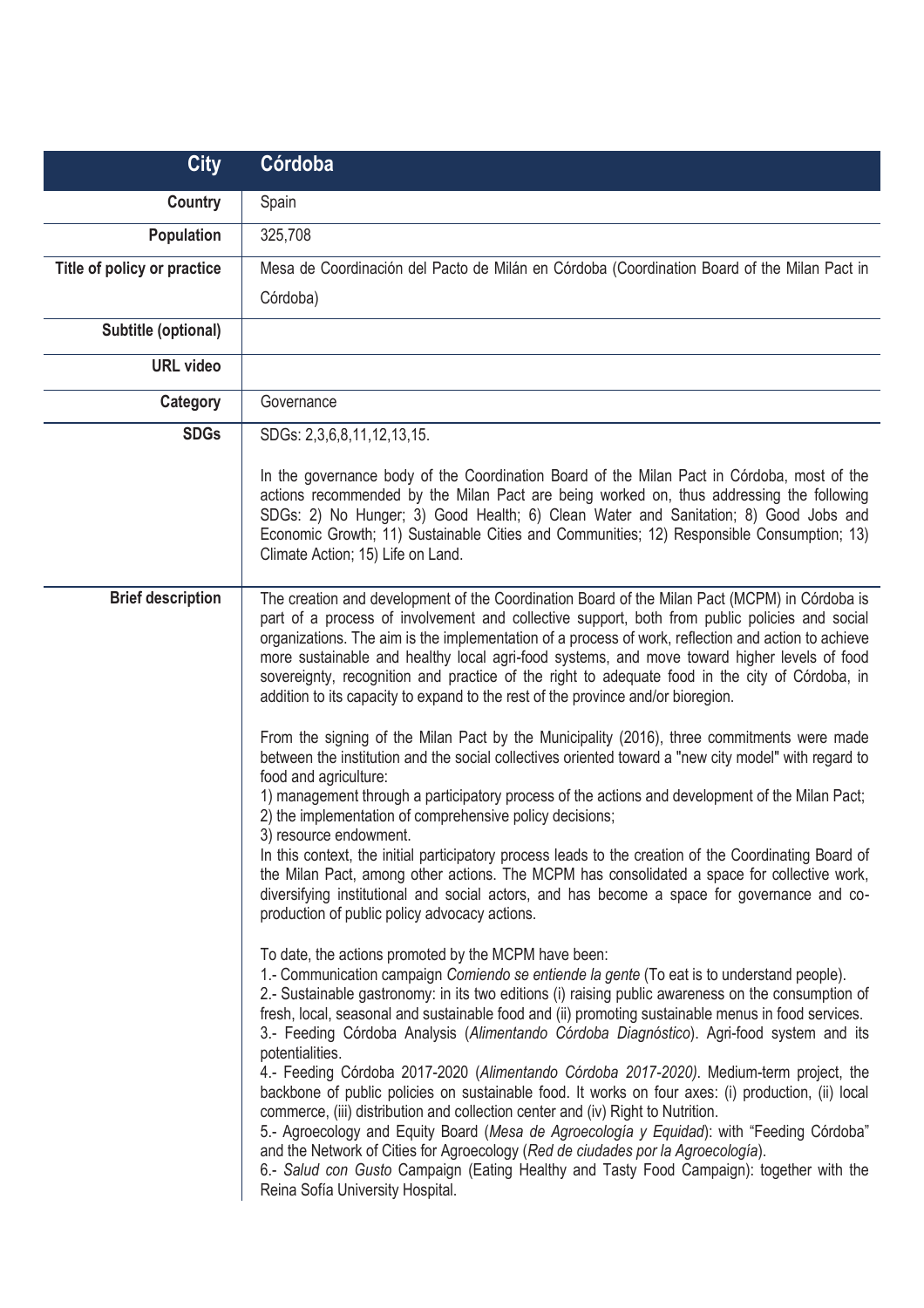| City | Córdoba |
|---|---|
| Country | Spain |
| Population | 325,708 |
| Title of policy or practice | Mesa de Coordinación del Pacto de Milán en Córdoba (Coordination Board of the Milan Pact in Córdoba) |
| Subtitle (optional) | |
| URL video | |
| Category | Governance |
| SDGs | SDGs: 2,3,6,8,11,12,13,15. <br><br> In the governance body of the Coordination Board of the Milan Pact in Córdoba, most of the actions recommended by the Milan Pact are being worked on, thus addressing the following SDGs: 2) No Hunger; 3) Good Health; 6) Clean Water and Sanitation; 8) Good Jobs and Economic Growth; 11) Sustainable Cities and Communities; 12) Responsible Consumption; 13) Climate Action; 15) Life on Land. |
| Brief description | The creation and development of the Coordination Board of the Milan Pact (MCPM) in Córdoba is part of a process of involvement and collective support, both from public policies and social organizations. The aim is the implementation of a process of work, reflection and action to achieve more sustainable and healthy local agri-food systems, and move toward higher levels of food sovereignty, recognition and practice of the right to adequate food in the city of Córdoba, in addition to its capacity to expand to the rest of the province and/or bioregion. <br><br> From the signing of the Milan Pact by the Municipality (2016), three commitments were made between the institution and the social collectives oriented toward a "new city model" with regard to food and agriculture: <br> 1) management through a participatory process of the actions and development of the Milan Pact; <br> 2) the implementation of comprehensive policy decisions; <br> 3) resource endowment. <br> In this context, the initial participatory process leads to the creation of the Coordinating Board of the Milan Pact, among other actions. The MCPM has consolidated a space for collective work, diversifying institutional and social actors, and has become a space for governance and co-production of public policy advocacy actions. <br><br> To date, the actions promoted by the MCPM have been: <br> 1.- Communication campaign *Comiendo se entiende la gente* (To eat is to understand people). <br> 2.- Sustainable gastronomy: in its two editions (i) raising public awareness on the consumption of fresh, local, seasonal and sustainable food and (ii) promoting sustainable menus in food services. <br> 3.- Feeding Córdoba Analysis (*Alimentando Córdoba Diagnóstico*). Agri-food system and its potentialities. <br> 4.- Feeding Córdoba 2017-2020 (*Alimentando Córdoba 2017-2020)*. Medium-term project, the backbone of public policies on sustainable food. It works on four axes: (i) production, (ii) local commerce, (iii) distribution and collection center and (iv) Right to Nutrition. <br> 5.- Agroecology and Equity Board (*Mesa de Agroecología y Equidad*): with "Feeding Córdoba" and the Network of Cities for Agroecology (*Red de ciudades por la Agroecología*). <br> 6.- *Salud con Gusto* Campaign (Eating Healthy and Tasty Food Campaign): together with the Reina Sofía University Hospital. |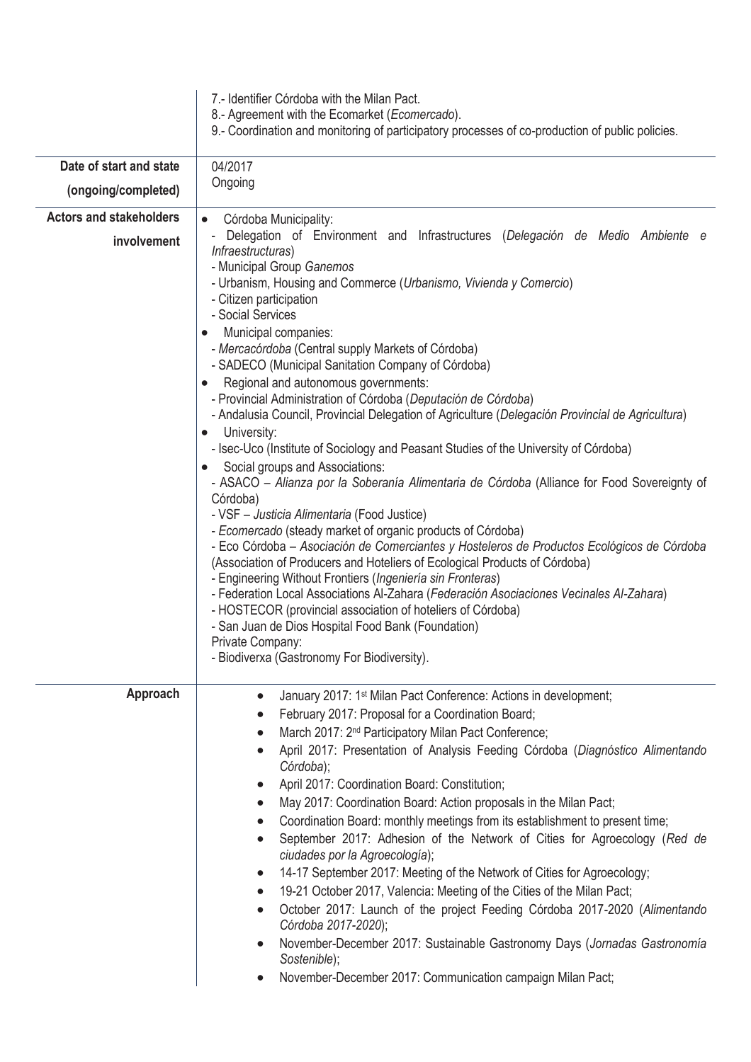| | |
|---|---|
| | 7.- Identifier Córdoba with the Milan Pact.<br>8.- Agreement with the Ecomarket (*Ecomercado*).<br>9.- Coordination and monitoring of participatory processes of co-production of public policies. |
| **Date of start and state (ongoing/completed)** | 04/2017<br>Ongoing |
| **Actors and stakeholders involvement** | • Córdoba Municipality:<br>- Delegation of Environment and Infrastructures (*Delegación de Medio Ambiente e Infraestructuras*)<br>- Municipal Group *Ganemos*<br>- Urbanism, Housing and Commerce (*Urbanismo, Vivienda y Comercio*)<br>- Citizen participation<br>- Social Services<br>• Municipal companies:<br>- *Mercacórdoba* (Central supply Markets of Córdoba)<br>- SADECO (Municipal Sanitation Company of Córdoba)<br>• Regional and autonomous governments:<br>- Provincial Administration of Córdoba (*Deputación de Córdoba*)<br>- Andalusia Council, Provincial Delegation of Agriculture (*Delegación Provincial de Agricultura*)<br>• University:<br>- Isec-Uco (Institute of Sociology and Peasant Studies of the University of Córdoba)<br>• Social groups and Associations:<br>- ASACO – *Alianza por la Soberanía Alimentaria de Córdoba* (Alliance for Food Sovereignty of Córdoba)<br>- VSF – *Justicia Alimentaria* (Food Justice)<br>- *Ecomercado* (steady market of organic products of Córdoba)<br>- Eco Córdoba – *Asociación de Comerciantes y Hosteleros de Productos Ecológicos de Córdoba* (Association of Producers and Hoteliers of Ecological Products of Córdoba)<br>- Engineering Without Frontiers (*Ingeniería sin Fronteras*)<br>- Federation Local Associations Al-Zahara (*Federación Asociaciones Vecinales Al-Zahara*)<br>- HOSTECOR (provincial association of hoteliers of Córdoba)<br>- San Juan de Dios Hospital Food Bank (Foundation)<br>Private Company:<br>- Biodiverxa (Gastronomy For Biodiversity). |
| **Approach** | • January 2017: 1st Milan Pact Conference: Actions in development;<br>• February 2017: Proposal for a Coordination Board;<br>• March 2017: 2nd Participatory Milan Pact Conference;<br>• April 2017: Presentation of Analysis Feeding Córdoba (*Diagnóstico Alimentando Córdoba*);<br>• April 2017: Coordination Board: Constitution;<br>• May 2017: Coordination Board: Action proposals in the Milan Pact;<br>• Coordination Board: monthly meetings from its establishment to present time;<br>• September 2017: Adhesion of the Network of Cities for Agroecology (*Red de ciudades por la Agroecología*);<br>• 14-17 September 2017: Meeting of the Network of Cities for Agroecology;<br>• 19-21 October 2017, Valencia: Meeting of the Cities of the Milan Pact;<br>• October 2017: Launch of the project Feeding Córdoba 2017-2020 (*Alimentando Córdoba 2017-2020*);<br>• November-December 2017: Sustainable Gastronomy Days (*Jornadas Gastronomía Sostenible*);<br>• November-December 2017: Communication campaign Milan Pact; |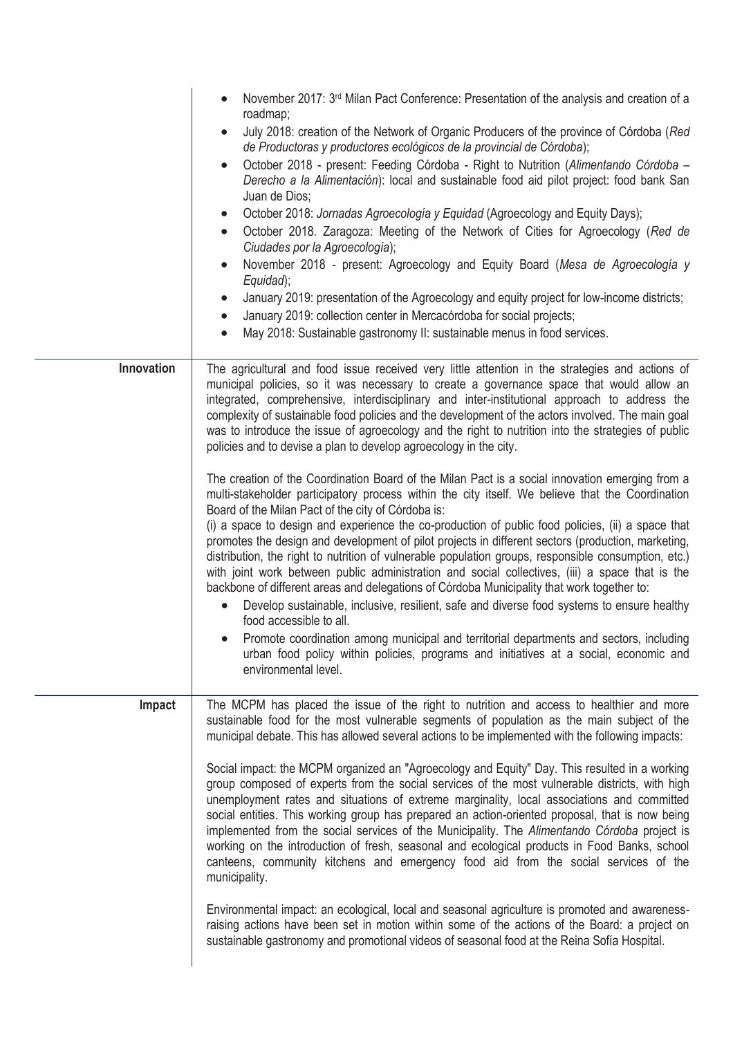| | |
|---|---|
| | • November 2017: 3rd Milan Pact Conference: Presentation of the analysis and creation of a roadmap;<br>• July 2018: creation of the Network of Organic Producers of the province of Córdoba (*Red de Productoras y productores ecológicos de la provincial de Córdoba*);<br>• October 2018 - present: Feeding Córdoba - Right to Nutrition (*Alimentando Córdoba – Derecho a la Alimentación*): local and sustainable food aid pilot project: food bank San Juan de Dios;<br>• October 2018: *Jornadas Agroecología y Equidad* (Agroecology and Equity Days);<br>• October 2018. Zaragoza: Meeting of the Network of Cities for Agroecology (*Red de Ciudades por la Agroecología*);<br>• November 2018 - present: Agroecology and Equity Board (*Mesa de Agroecología y Equidad*);<br>• January 2019: presentation of the Agroecology and equity project for low-income districts;<br>• January 2019: collection center in Mercacórdoba for social projects;<br>• May 2018: Sustainable gastronomy II: sustainable menus in food services. |
| **Innovation** | The agricultural and food issue received very little attention in the strategies and actions of municipal policies, so it was necessary to create a governance space that would allow an integrated, comprehensive, interdisciplinary and inter-institutional approach to address the complexity of sustainable food policies and the development of the actors involved. The main goal was to introduce the issue of agroecology and the right to nutrition into the strategies of public policies and to devise a plan to develop agroecology in the city.<br><br>The creation of the Coordination Board of the Milan Pact is a social innovation emerging from a multi-stakeholder participatory process within the city itself. We believe that the Coordination Board of the Milan Pact of the city of Córdoba is:<br>(i) a space to design and experience the co-production of public food policies, (ii) a space that promotes the design and development of pilot projects in different sectors (production, marketing, distribution, the right to nutrition of vulnerable population groups, responsible consumption, etc.) with joint work between public administration and social collectives, (iii) a space that is the backbone of different areas and delegations of Córdoba Municipality that work together to:<br>• Develop sustainable, inclusive, resilient, safe and diverse food systems to ensure healthy food accessible to all.<br>• Promote coordination among municipal and territorial departments and sectors, including urban food policy within policies, programs and initiatives at a social, economic and environmental level. |
| **Impact** | The MCPM has placed the issue of the right to nutrition and access to healthier and more sustainable food for the most vulnerable segments of population as the main subject of the municipal debate. This has allowed several actions to be implemented with the following impacts:<br><br>Social impact: the MCPM organized an "Agroecology and Equity" Day. This resulted in a working group composed of experts from the social services of the most vulnerable districts, with high unemployment rates and situations of extreme marginality, local associations and committed social entities. This working group has prepared an action-oriented proposal, that is now being implemented from the social services of the Municipality. The *Alimentando Córdoba* project is working on the introduction of fresh, seasonal and ecological products in Food Banks, school canteens, community kitchens and emergency food aid from the social services of the municipality.<br><br>Environmental impact: an ecological, local and seasonal agriculture is promoted and awareness-raising actions have been set in motion within some of the actions of the Board: a project on sustainable gastronomy and promotional videos of seasonal food at the Reina Sofía Hospital. |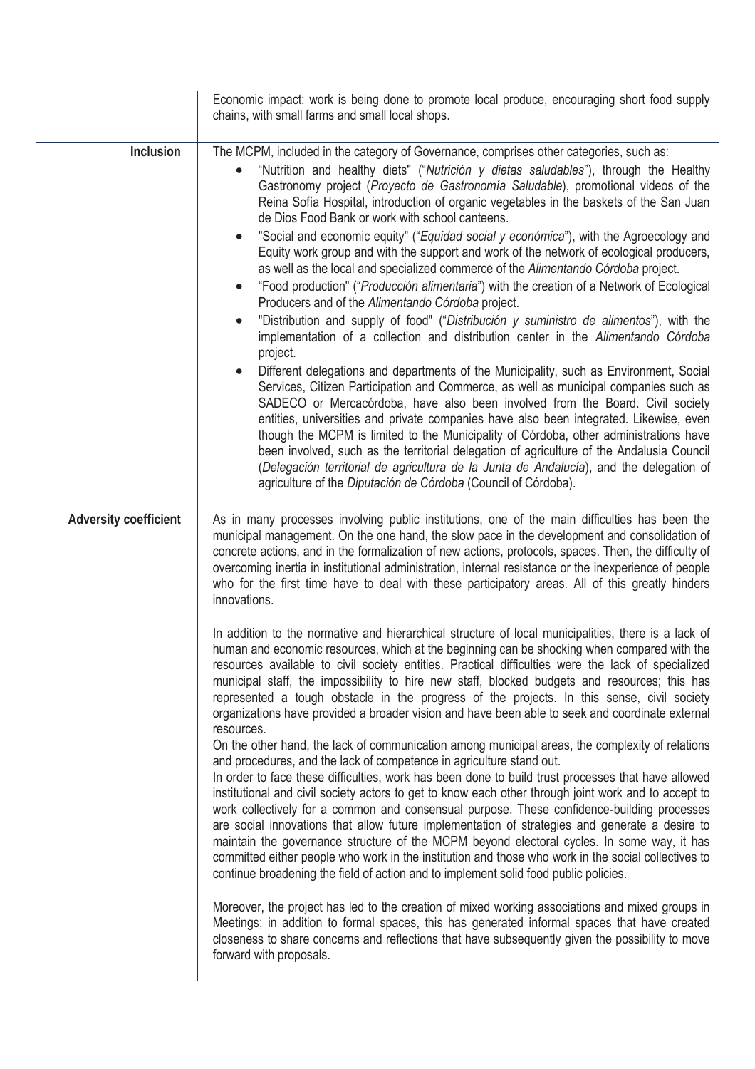| | |
|---|---|
| | Economic impact: work is being done to promote local produce, encouraging short food supply chains, with small farms and small local shops. |
| **Inclusion** | The MCPM, included in the category of Governance, comprises other categories, such as:<br>• "Nutrition and healthy diets" ("*Nutrición y dietas saludables*"), through the Healthy Gastronomy project (*Proyecto de Gastronomía Saludable*), promotional videos of the Reina Sofía Hospital, introduction of organic vegetables in the baskets of the San Juan de Dios Food Bank or work with school canteens.<br>• "Social and economic equity" ("*Equidad social y económica*"), with the Agroecology and Equity work group and with the support and work of the network of ecological producers, as well as the local and specialized commerce of the *Alimentando Córdoba* project.<br>• "Food production" ("*Producción alimentaria*") with the creation of a Network of Ecological Producers and of the *Alimentando Córdoba* project.<br>• "Distribution and supply of food" ("*Distribución y suministro de alimentos*"), with the implementation of a collection and distribution center in the *Alimentando Córdoba* project.<br>• Different delegations and departments of the Municipality, such as Environment, Social Services, Citizen Participation and Commerce, as well as municipal companies such as SADECO or Mercacórdoba, have also been involved from the Board. Civil society entities, universities and private companies have also been integrated. Likewise, even though the MCPM is limited to the Municipality of Córdoba, other administrations have been involved, such as the territorial delegation of agriculture of the Andalusia Council (*Delegación territorial de agricultura de la Junta de Andalucía*), and the delegation of agriculture of the *Diputación de Córdoba* (Council of Córdoba). |
| **Adversity coefficient** | As in many processes involving public institutions, one of the main difficulties has been the municipal management. On the one hand, the slow pace in the development and consolidation of concrete actions, and in the formalization of new actions, protocols, spaces. Then, the difficulty of overcoming inertia in institutional administration, internal resistance or the inexperience of people who for the first time have to deal with these participatory areas. All of this greatly hinders innovations.<br><br>In addition to the normative and hierarchical structure of local municipalities, there is a lack of human and economic resources, which at the beginning can be shocking when compared with the resources available to civil society entities. Practical difficulties were the lack of specialized municipal staff, the impossibility to hire new staff, blocked budgets and resources; this has represented a tough obstacle in the progress of the projects. In this sense, civil society organizations have provided a broader vision and have been able to seek and coordinate external resources.<br>On the other hand, the lack of communication among municipal areas, the complexity of relations and procedures, and the lack of competence in agriculture stand out.<br>In order to face these difficulties, work has been done to build trust processes that have allowed institutional and civil society actors to get to know each other through joint work and to accept to work collectively for a common and consensual purpose. These confidence-building processes are social innovations that allow future implementation of strategies and generate a desire to maintain the governance structure of the MCPM beyond electoral cycles. In some way, it has committed either people who work in the institution and those who work in the social collectives to continue broadening the field of action and to implement solid food public policies.<br><br>Moreover, the project has led to the creation of mixed working associations and mixed groups in Meetings; in addition to formal spaces, this has generated informal spaces that have created closeness to share concerns and reflections that have subsequently given the possibility to move forward with proposals. |